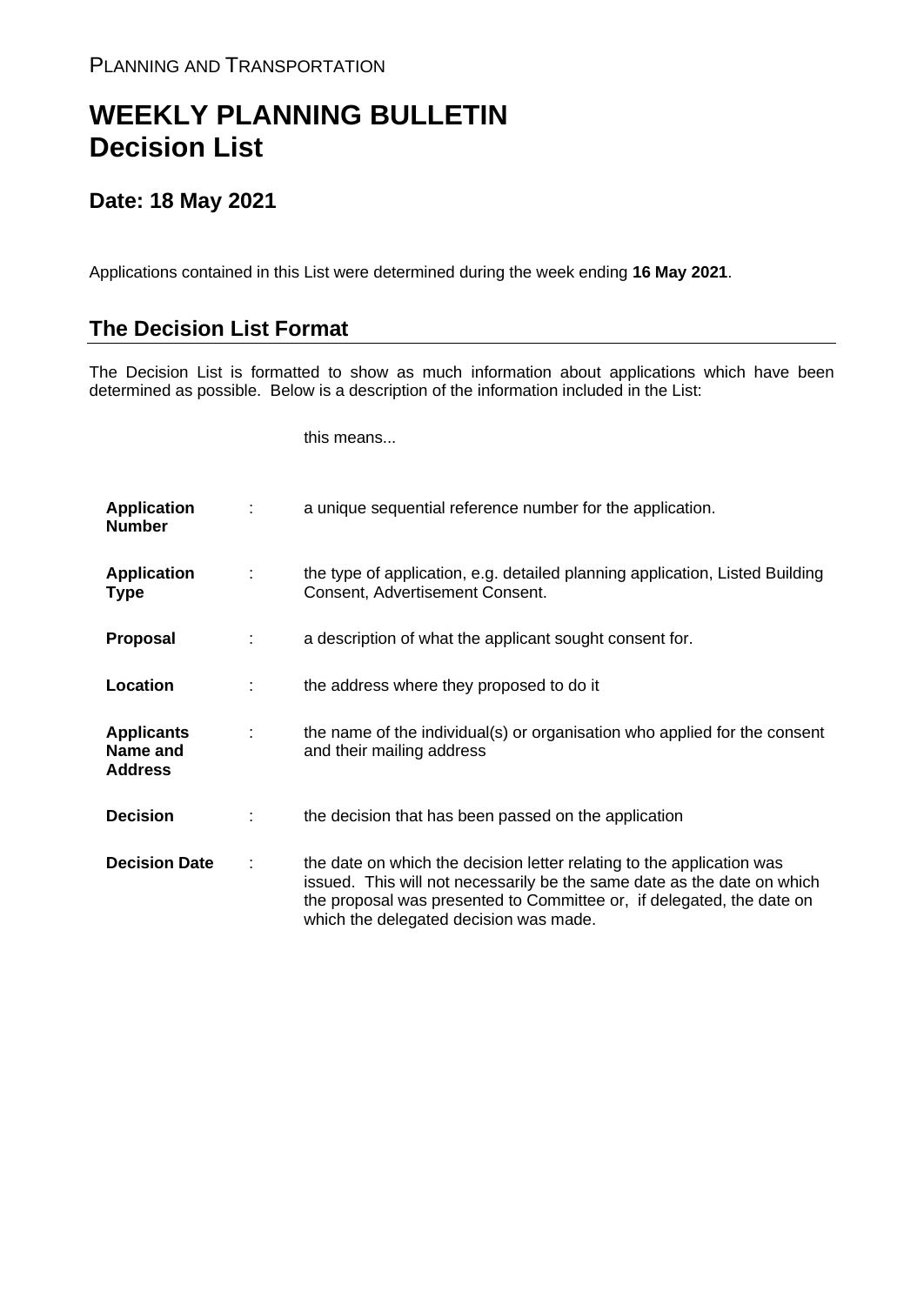PLANNING AND TRANSPORTATION

# WEEKLY PLANNING BULLETIN
# Decision List

## Date: 18 May 2021

Applications contained in this List were determined during the week ending **16 May 2021**.

## The Decision List Format

The Decision List is formatted to show as much information about applications which have been determined as possible. Below is a description of the information included in the List:

| | | this means... |
|---|---|---|
| **Application Number** | : | a unique sequential reference number for the application. |
| **Application Type** | : | the type of application, e.g. detailed planning application, Listed Building Consent, Advertisement Consent. |
| **Proposal** | : | a description of what the applicant sought consent for. |
| **Location** | : | the address where they proposed to do it |
| **Applicants Name and Address** | : | the name of the individual(s) or organisation who applied for the consent and their mailing address |
| **Decision** | : | the decision that has been passed on the application |
| **Decision Date** | : | the date on which the decision letter relating to the application was issued. This will not necessarily be the same date as the date on which the proposal was presented to Committee or, if delegated, the date on which the delegated decision was made. |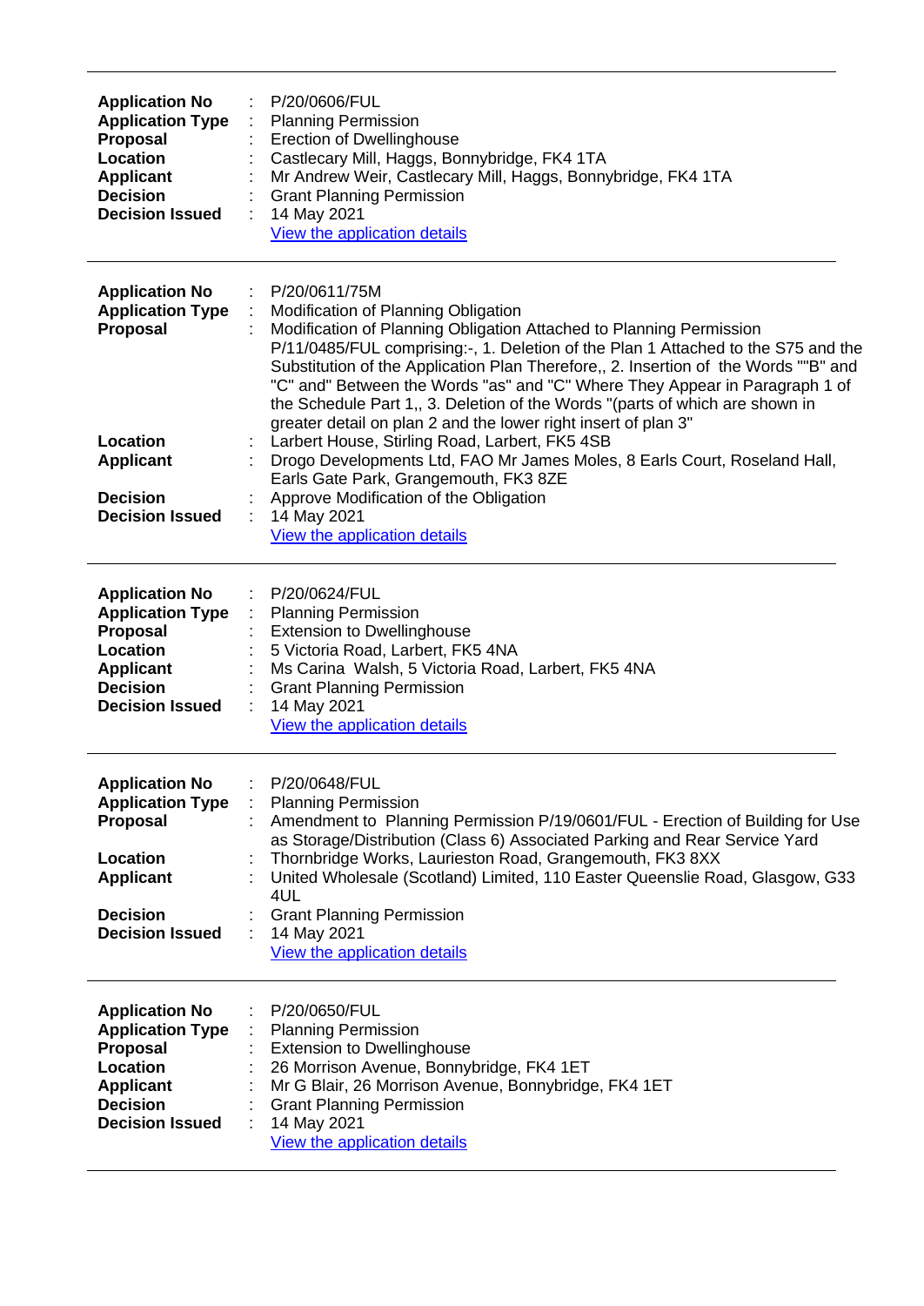---

**Application No** : P/20/0606/FUL
**Application Type** : Planning Permission
**Proposal** : Erection of Dwellinghouse
**Location** : Castlecary Mill, Haggs, Bonnybridge, FK4 1TA
**Applicant** : Mr Andrew Weir, Castlecary Mill, Haggs, Bonnybridge, FK4 1TA
**Decision** : Grant Planning Permission
**Decision Issued** : 14 May 2021
View the application details

---

**Application No** : P/20/0611/75M
**Application Type** : Modification of Planning Obligation
**Proposal** : Modification of Planning Obligation Attached to Planning Permission P/11/0485/FUL comprising:-, 1. Deletion of the Plan 1 Attached to the S75 and the Substitution of the Application Plan Therefore,, 2. Insertion of the Words ""B" and "C" and" Between the Words "as" and "C" Where They Appear in Paragraph 1 of the Schedule Part 1,, 3. Deletion of the Words "(parts of which are shown in greater detail on plan 2 and the lower right insert of plan 3"
**Location** : Larbert House, Stirling Road, Larbert, FK5 4SB
**Applicant** : Drogo Developments Ltd, FAO Mr James Moles, 8 Earls Court, Roseland Hall, Earls Gate Park, Grangemouth, FK3 8ZE
**Decision** : Approve Modification of the Obligation
**Decision Issued** : 14 May 2021
View the application details

---

**Application No** : P/20/0624/FUL
**Application Type** : Planning Permission
**Proposal** : Extension to Dwellinghouse
**Location** : 5 Victoria Road, Larbert, FK5 4NA
**Applicant** : Ms Carina Walsh, 5 Victoria Road, Larbert, FK5 4NA
**Decision** : Grant Planning Permission
**Decision Issued** : 14 May 2021
View the application details

---

**Application No** : P/20/0648/FUL
**Application Type** : Planning Permission
**Proposal** : Amendment to Planning Permission P/19/0601/FUL - Erection of Building for Use as Storage/Distribution (Class 6) Associated Parking and Rear Service Yard
**Location** : Thornbridge Works, Laurieston Road, Grangemouth, FK3 8XX
**Applicant** : United Wholesale (Scotland) Limited, 110 Easter Queenslie Road, Glasgow, G33 4UL
**Decision** : Grant Planning Permission
**Decision Issued** : 14 May 2021
View the application details

---

**Application No** : P/20/0650/FUL
**Application Type** : Planning Permission
**Proposal** : Extension to Dwellinghouse
**Location** : 26 Morrison Avenue, Bonnybridge, FK4 1ET
**Applicant** : Mr G Blair, 26 Morrison Avenue, Bonnybridge, FK4 1ET
**Decision** : Grant Planning Permission
**Decision Issued** : 14 May 2021
View the application details

---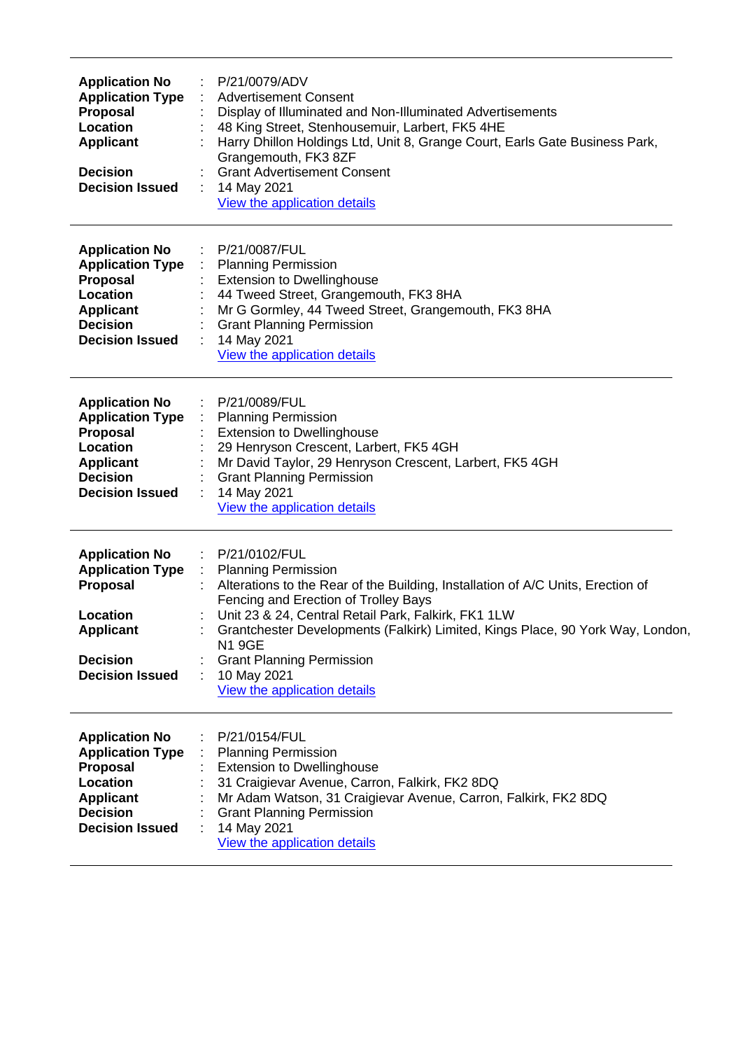---

| | | |
|---|---|---|
| **Application No** | : | P/21/0079/ADV |
| **Application Type** | : | Advertisement Consent |
| **Proposal** | : | Display of Illuminated and Non-Illuminated Advertisements |
| **Location** | : | 48 King Street, Stenhousemuir, Larbert, FK5 4HE |
| **Applicant** | : | Harry Dhillon Holdings Ltd, Unit 8, Grange Court, Earls Gate Business Park, Grangemouth, FK3 8ZF |
| **Decision** | : | Grant Advertisement Consent |
| **Decision Issued** | : | 14 May 2021 |
| | | View the application details |

---

| | | |
|---|---|---|
| **Application No** | : | P/21/0087/FUL |
| **Application Type** | : | Planning Permission |
| **Proposal** | : | Extension to Dwellinghouse |
| **Location** | : | 44 Tweed Street, Grangemouth, FK3 8HA |
| **Applicant** | : | Mr G Gormley, 44 Tweed Street, Grangemouth, FK3 8HA |
| **Decision** | : | Grant Planning Permission |
| **Decision Issued** | : | 14 May 2021 |
| | | View the application details |

---

| | | |
|---|---|---|
| **Application No** | : | P/21/0089/FUL |
| **Application Type** | : | Planning Permission |
| **Proposal** | : | Extension to Dwellinghouse |
| **Location** | : | 29 Henryson Crescent, Larbert, FK5 4GH |
| **Applicant** | : | Mr David Taylor, 29 Henryson Crescent, Larbert, FK5 4GH |
| **Decision** | : | Grant Planning Permission |
| **Decision Issued** | : | 14 May 2021 |
| | | View the application details |

---

| | | |
|---|---|---|
| **Application No** | : | P/21/0102/FUL |
| **Application Type** | : | Planning Permission |
| **Proposal** | : | Alterations to the Rear of the Building, Installation of A/C Units, Erection of Fencing and Erection of Trolley Bays |
| **Location** | : | Unit 23 & 24, Central Retail Park, Falkirk, FK1 1LW |
| **Applicant** | : | Grantchester Developments (Falkirk) Limited, Kings Place, 90 York Way, London, N1 9GE |
| **Decision** | : | Grant Planning Permission |
| **Decision Issued** | : | 10 May 2021 |
| | | View the application details |

---

| | | |
|---|---|---|
| **Application No** | : | P/21/0154/FUL |
| **Application Type** | : | Planning Permission |
| **Proposal** | : | Extension to Dwellinghouse |
| **Location** | : | 31 Craigievar Avenue, Carron, Falkirk, FK2 8DQ |
| **Applicant** | : | Mr Adam Watson, 31 Craigievar Avenue, Carron, Falkirk, FK2 8DQ |
| **Decision** | : | Grant Planning Permission |
| **Decision Issued** | : | 14 May 2021 |
| | | View the application details |

---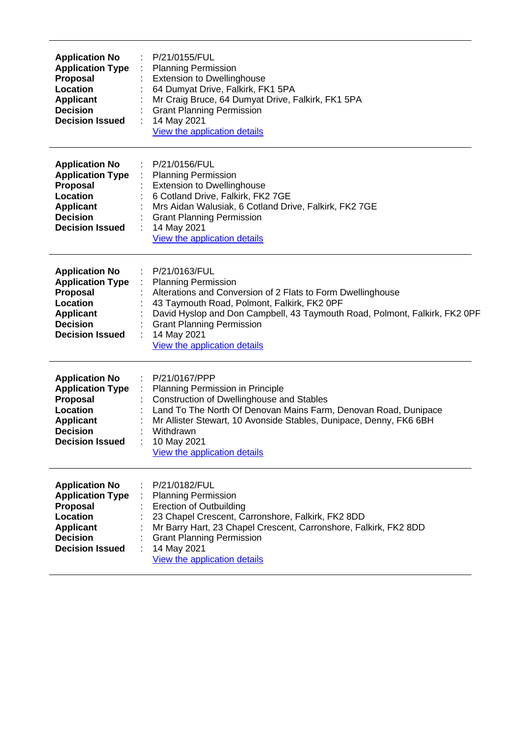---

**Application No** : P/21/0155/FUL
**Application Type** : Planning Permission
**Proposal** : Extension to Dwellinghouse
**Location** : 64 Dumyat Drive, Falkirk, FK1 5PA
**Applicant** : Mr Craig Bruce, 64 Dumyat Drive, Falkirk, FK1 5PA
**Decision** : Grant Planning Permission
**Decision Issued** : 14 May 2021
View the application details

---

**Application No** : P/21/0156/FUL
**Application Type** : Planning Permission
**Proposal** : Extension to Dwellinghouse
**Location** : 6 Cotland Drive, Falkirk, FK2 7GE
**Applicant** : Mrs Aidan Walusiak, 6 Cotland Drive, Falkirk, FK2 7GE
**Decision** : Grant Planning Permission
**Decision Issued** : 14 May 2021
View the application details

---

**Application No** : P/21/0163/FUL
**Application Type** : Planning Permission
**Proposal** : Alterations and Conversion of 2 Flats to Form Dwellinghouse
**Location** : 43 Taymouth Road, Polmont, Falkirk, FK2 0PF
**Applicant** : David Hyslop and Don Campbell, 43 Taymouth Road, Polmont, Falkirk, FK2 0PF
**Decision** : Grant Planning Permission
**Decision Issued** : 14 May 2021
View the application details

---

**Application No** : P/21/0167/PPP
**Application Type** : Planning Permission in Principle
**Proposal** : Construction of Dwellinghouse and Stables
**Location** : Land To The North Of Denovan Mains Farm, Denovan Road, Dunipace
**Applicant** : Mr Allister Stewart, 10 Avonside Stables, Dunipace, Denny, FK6 6BH
**Decision** : Withdrawn
**Decision Issued** : 10 May 2021
View the application details

---

**Application No** : P/21/0182/FUL
**Application Type** : Planning Permission
**Proposal** : Erection of Outbuilding
**Location** : 23 Chapel Crescent, Carronshore, Falkirk, FK2 8DD
**Applicant** : Mr Barry Hart, 23 Chapel Crescent, Carronshore, Falkirk, FK2 8DD
**Decision** : Grant Planning Permission
**Decision Issued** : 14 May 2021
View the application details

---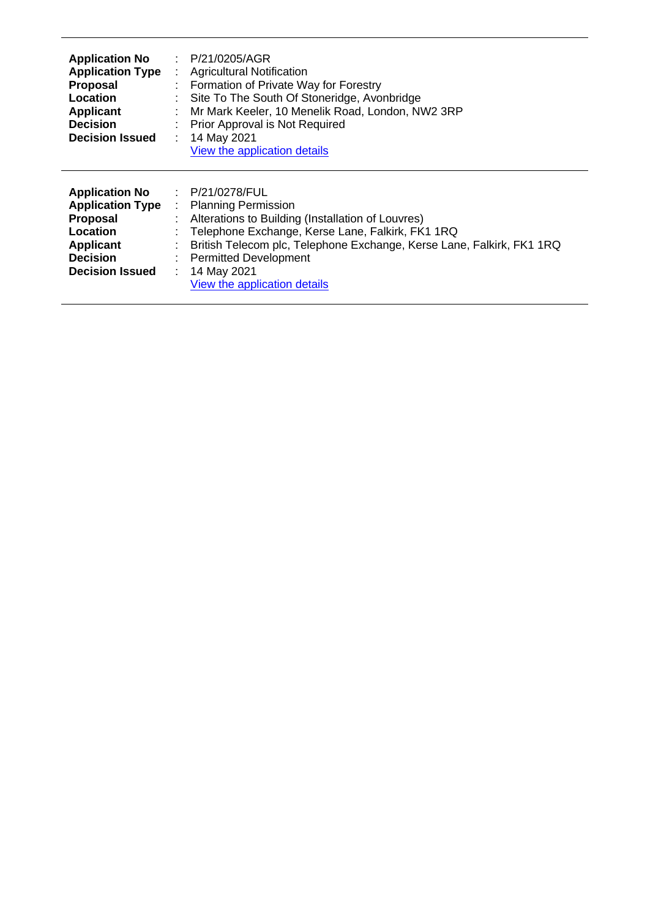| | | |
|---|---|---|
| **Application No** | : | P/21/0205/AGR |
| **Application Type** | : | Agricultural Notification |
| **Proposal** | : | Formation of Private Way for Forestry |
| **Location** | : | Site To The South Of Stoneridge, Avonbridge |
| **Applicant** | : | Mr Mark Keeler, 10 Menelik Road, London, NW2 3RP |
| **Decision** | : | Prior Approval is Not Required |
| **Decision Issued** | : | 14 May 2021<br>View the application details |

| | | |
|---|---|---|
| **Application No** | : | P/21/0278/FUL |
| **Application Type** | : | Planning Permission |
| **Proposal** | : | Alterations to Building (Installation of Louvres) |
| **Location** | : | Telephone Exchange, Kerse Lane, Falkirk, FK1 1RQ |
| **Applicant** | : | British Telecom plc, Telephone Exchange, Kerse Lane, Falkirk, FK1 1RQ |
| **Decision** | : | Permitted Development |
| **Decision Issued** | : | 14 May 2021<br>View the application details |